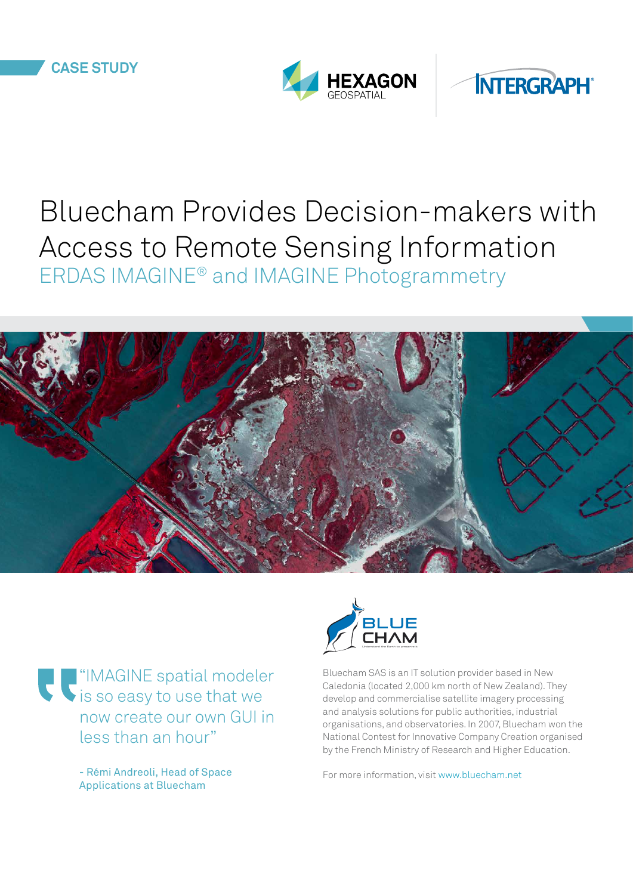CASE STUDY

# Bluecham Provides Decision-makers with Access to Remote Sensing Information

## ERDAS IMAGINE® and IMAGINE Photogrammetry

> "IMAGINE spatial modeler is so easy to use that we now create our own GUI in less than an hour"
>
> - Rémi Andreoli, Head of Space Applications at Bluecham

Bluecham SAS is an IT solution provider based in New Caledonia (located 2,000 km north of New Zealand). They develop and commercialise satellite imagery processing and analysis solutions for public authorities, industrial organisations, and observatories. In 2007, Bluecham won the National Contest for Innovative Company Creation organised by the French Ministry of Research and Higher Education.

For more information, visit www.bluecham.net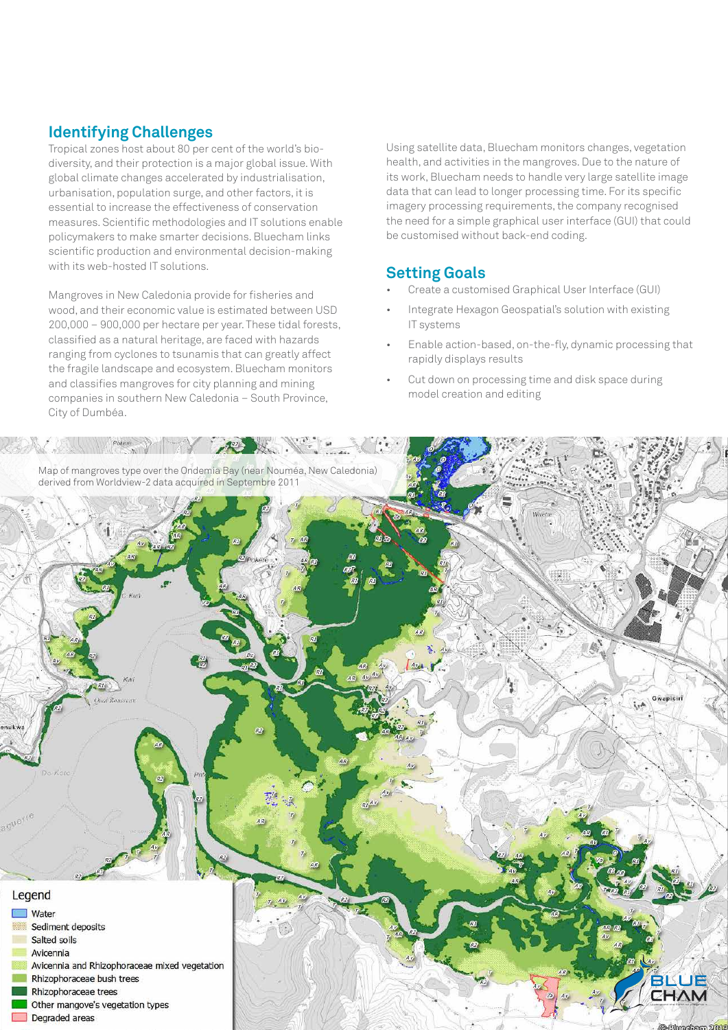## Identifying Challenges

Tropical zones host about 80 per cent of the world's bio-diversity, and their protection is a major global issue. With global climate changes accelerated by industrialisation, urbanisation, population surge, and other factors, it is essential to increase the effectiveness of conservation measures. Scientific methodologies and IT solutions enable policymakers to make smarter decisions. Bluecham links scientific production and environmental decision-making with its web-hosted IT solutions.

Mangroves in New Caledonia provide for fisheries and wood, and their economic value is estimated between USD 200,000 – 900,000 per hectare per year. These tidal forests, classified as a natural heritage, are faced with hazards ranging from cyclones to tsunamis that can greatly affect the fragile landscape and ecosystem. Bluecham monitors and classifies mangroves for city planning and mining companies in southern New Caledonia – South Province, City of Dumbéa.

Using satellite data, Bluecham monitors changes, vegetation health, and activities in the mangroves. Due to the nature of its work, Bluecham needs to handle very large satellite image data that can lead to longer processing time. For its specific imagery processing requirements, the company recognised the need for a simple graphical user interface (GUI) that could be customised without back-end coding.

## Setting Goals

- Create a customised Graphical User Interface (GUI)
- Integrate Hexagon Geospatial's solution with existing IT systems
- Enable action-based, on-the-fly, dynamic processing that rapidly displays results
- Cut down on processing time and disk space during model creation and editing

Map of mangroves type over the Ondemia Bay (near Nouméa, New Caledonia) derived from Worldview-2 data acquired in Septembre 2011

Legend

- Water
- Sediment deposits
- Salted soils
- Avicennia
- Avicennia and Rhizophoraceae mixed vegetation
- Rhizophoraceae bush trees
- Rhizophoraceae trees
- Other mangove's vegetation types
- Degraded areas

© Bluecham 2012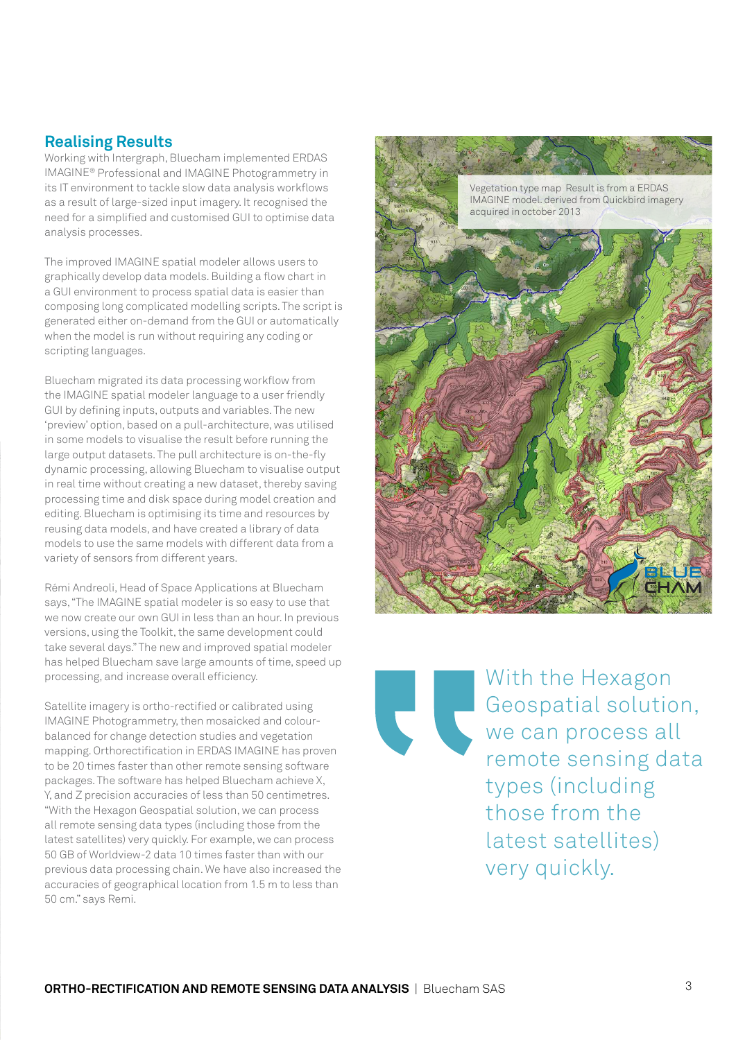## Realising Results

Working with Intergraph, Bluecham implemented ERDAS IMAGINE® Professional and IMAGINE Photogrammetry in its IT environment to tackle slow data analysis workflows as a result of large-sized input imagery. It recognised the need for a simplified and customised GUI to optimise data analysis processes.

The improved IMAGINE spatial modeler allows users to graphically develop data models. Building a flow chart in a GUI environment to process spatial data is easier than composing long complicated modelling scripts. The script is generated either on-demand from the GUI or automatically when the model is run without requiring any coding or scripting languages.

Bluecham migrated its data processing workflow from the IMAGINE spatial modeler language to a user friendly GUI by defining inputs, outputs and variables. The new 'preview' option, based on a pull-architecture, was utilised in some models to visualise the result before running the large output datasets. The pull architecture is on-the-fly dynamic processing, allowing Bluecham to visualise output in real time without creating a new dataset, thereby saving processing time and disk space during model creation and editing. Bluecham is optimising its time and resources by reusing data models, and have created a library of data models to use the same models with different data from a variety of sensors from different years.

Rémi Andreoli, Head of Space Applications at Bluecham says, "The IMAGINE spatial modeler is so easy to use that we now create our own GUI in less than an hour. In previous versions, using the Toolkit, the same development could take several days." The new and improved spatial modeler has helped Bluecham save large amounts of time, speed up processing, and increase overall efficiency.

Satellite imagery is ortho-rectified or calibrated using IMAGINE Photogrammetry, then mosaicked and colour-balanced for change detection studies and vegetation mapping. Orthorectification in ERDAS IMAGINE has proven to be 20 times faster than other remote sensing software packages. The software has helped Bluecham achieve X, Y, and Z precision accuracies of less than 50 centimetres. "With the Hexagon Geospatial solution, we can process all remote sensing data types (including those from the latest satellites) very quickly. For example, we can process 50 GB of Worldview-2 data 10 times faster than with our previous data processing chain. We have also increased the accuracies of geographical location from 1.5 m to less than 50 cm." says Remi.

Vegetation type map Result is from a ERDAS IMAGINE model. derived from Quickbird imagery acquired in october 2013

> With the Hexagon Geospatial solution, we can process all remote sensing data types (including those from the latest satellites) very quickly.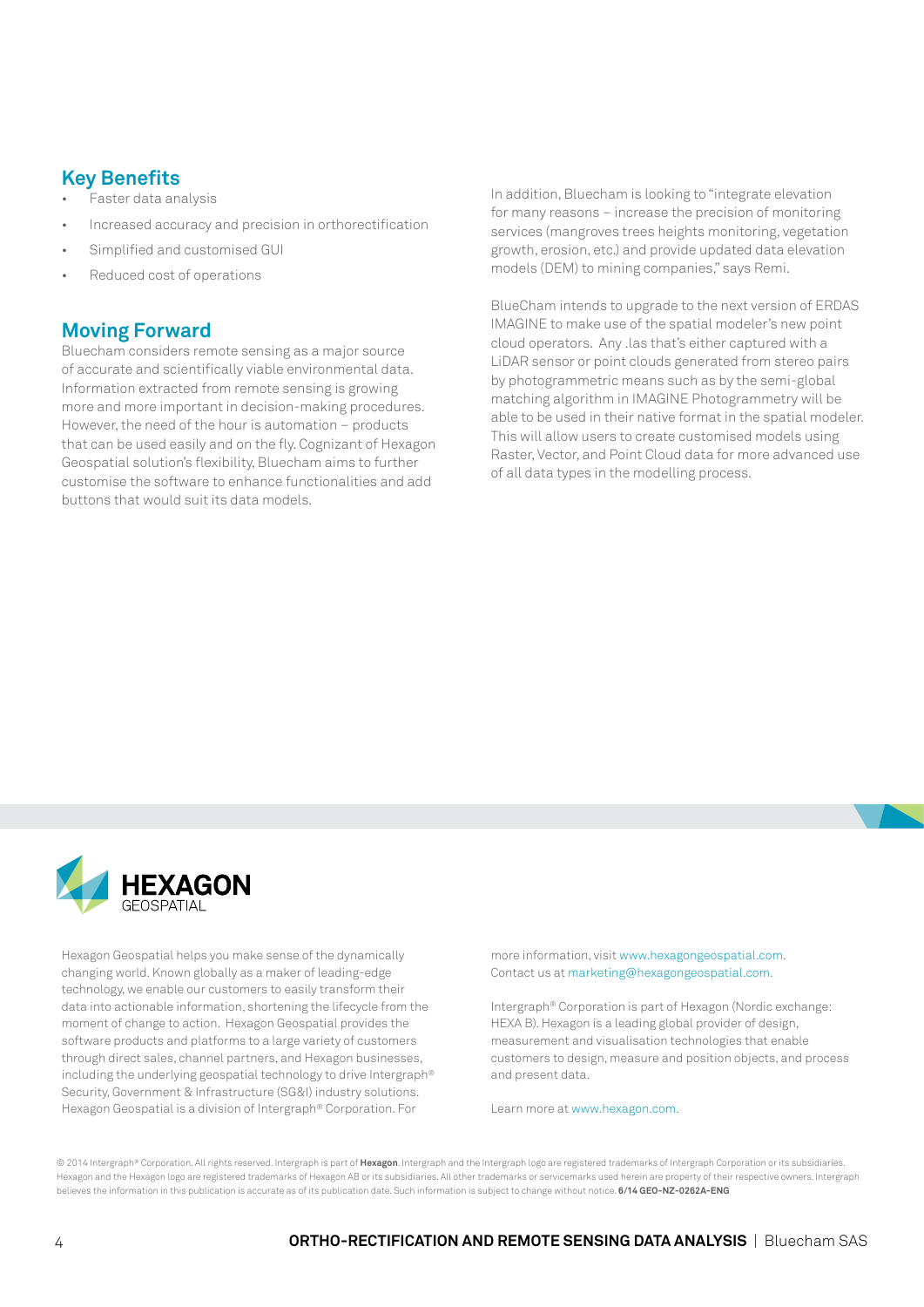## Key Benefits

- Faster data analysis
- Increased accuracy and precision in orthorectification
- Simplified and customised GUI
- Reduced cost of operations

## Moving Forward

Bluecham considers remote sensing as a major source of accurate and scientifically viable environmental data. Information extracted from remote sensing is growing more and more important in decision-making procedures. However, the need of the hour is automation – products that can be used easily and on the fly. Cognizant of Hexagon Geospatial solution's flexibility, Bluecham aims to further customise the software to enhance functionalities and add buttons that would suit its data models.

In addition, Bluecham is looking to "integrate elevation for many reasons – increase the precision of monitoring services (mangroves trees heights monitoring, vegetation growth, erosion, etc.) and provide updated data elevation models (DEM) to mining companies," says Remi.

BlueCham intends to upgrade to the next version of ERDAS IMAGINE to make use of the spatial modeler's new point cloud operators. Any .las that's either captured with a LiDAR sensor or point clouds generated from stereo pairs by photogrammetric means such as by the semi-global matching algorithm in IMAGINE Photogrammetry will be able to be used in their native format in the spatial modeler. This will allow users to create customised models using Raster, Vector, and Point Cloud data for more advanced use of all data types in the modelling process.

HEXAGON GEOSPATIAL

Hexagon Geospatial helps you make sense of the dynamically changing world. Known globally as a maker of leading-edge technology, we enable our customers to easily transform their data into actionable information, shortening the lifecycle from the moment of change to action. Hexagon Geospatial provides the software products and platforms to a large variety of customers through direct sales, channel partners, and Hexagon businesses, including the underlying geospatial technology to drive Intergraph® Security, Government & Infrastructure (SG&I) industry solutions. Hexagon Geospatial is a division of Intergraph® Corporation. For more information, visit www.hexagongeospatial.com. Contact us at marketing@hexagongeospatial.com.

Intergraph® Corporation is part of Hexagon (Nordic exchange: HEXA B). Hexagon is a leading global provider of design, measurement and visualisation technologies that enable customers to design, measure and position objects, and process and present data.

Learn more at www.hexagon.com.

© 2014 Intergraph® Corporation. All rights reserved. Intergraph is part of **Hexagon**. Intergraph and the Intergraph logo are registered trademarks of Intergraph Corporation or its subsidiaries. Hexagon and the Hexagon logo are registered trademarks of Hexagon AB or its subsidiaries. All other trademarks or servicemarks used herein are property of their respective owners. Intergraph believes the information in this publication is accurate as of its publication date. Such information is subject to change without notice. **6/14 GEO-NZ-0262A-ENG**